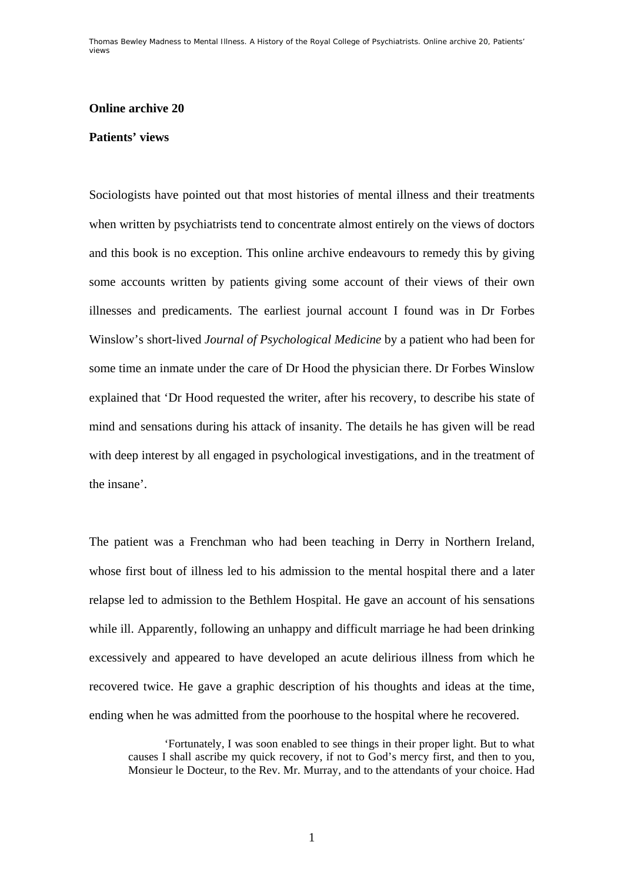**Online archive 20**

**Patients' views**

Sociologists have pointed out that most histories of mental illness and their treatments when written by psychiatrists tend to concentrate almost entirely on the views of doctors and this book is no exception. This online archive endeavours to remedy this by giving some accounts written by patients giving some account of their views of their own illnesses and predicaments. The earliest journal account I found was in Dr Forbes Winslow's short-lived *Journal of Psychological Medicine* by a patient who had been for some time an inmate under the care of Dr Hood the physician there. Dr Forbes Winslow explained that 'Dr Hood requested the writer, after his recovery, to describe his state of mind and sensations during his attack of insanity. The details he has given will be read with deep interest by all engaged in psychological investigations, and in the treatment of the insane'.

The patient was a Frenchman who had been teaching in Derry in Northern Ireland, whose first bout of illness led to his admission to the mental hospital there and a later relapse led to admission to the Bethlem Hospital. He gave an account of his sensations while ill. Apparently, following an unhappy and difficult marriage he had been drinking excessively and appeared to have developed an acute delirious illness from which he recovered twice. He gave a graphic description of his thoughts and ideas at the time, ending when he was admitted from the poorhouse to the hospital where he recovered.

> 'Fortunately, I was soon enabled to see things in their proper light. But to what causes I shall ascribe my quick recovery, if not to God's mercy first, and then to you, Monsieur le Docteur, to the Rev. Mr. Murray, and to the attendants of your choice. Had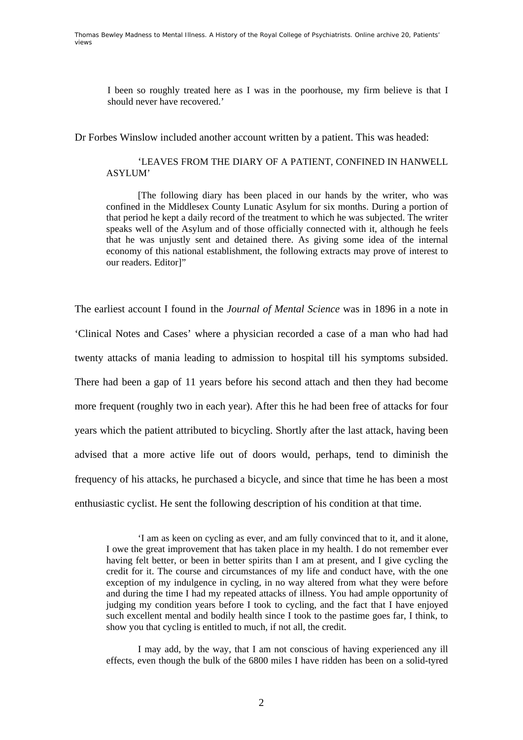I been so roughly treated here as I was in the poorhouse, my firm believe is that I should never have recovered.'

Dr Forbes Winslow included another account written by a patient. This was headed:

> 'LEAVES FROM THE DIARY OF A PATIENT, CONFINED IN HANWELL ASYLUM'
>
> [The following diary has been placed in our hands by the writer, who was confined in the Middlesex County Lunatic Asylum for six months. During a portion of that period he kept a daily record of the treatment to which he was subjected. The writer speaks well of the Asylum and of those officially connected with it, although he feels that he was unjustly sent and detained there. As giving some idea of the internal economy of this national establishment, the following extracts may prove of interest to our readers. Editor]"

The earliest account I found in the *Journal of Mental Science* was in 1896 in a note in 'Clinical Notes and Cases' where a physician recorded a case of a man who had had twenty attacks of mania leading to admission to hospital till his symptoms subsided. There had been a gap of 11 years before his second attach and then they had become more frequent (roughly two in each year). After this he had been free of attacks for four years which the patient attributed to bicycling. Shortly after the last attack, having been advised that a more active life out of doors would, perhaps, tend to diminish the frequency of his attacks, he purchased a bicycle, and since that time he has been a most enthusiastic cyclist. He sent the following description of his condition at that time.

> 'I am as keen on cycling as ever, and am fully convinced that to it, and it alone, I owe the great improvement that has taken place in my health. I do not remember ever having felt better, or been in better spirits than I am at present, and I give cycling the credit for it. The course and circumstances of my life and conduct have, with the one exception of my indulgence in cycling, in no way altered from what they were before and during the time I had my repeated attacks of illness. You had ample opportunity of judging my condition years before I took to cycling, and the fact that I have enjoyed such excellent mental and bodily health since I took to the pastime goes far, I think, to show you that cycling is entitled to much, if not all, the credit.
>
> I may add, by the way, that I am not conscious of having experienced any ill effects, even though the bulk of the 6800 miles I have ridden has been on a solid-tyred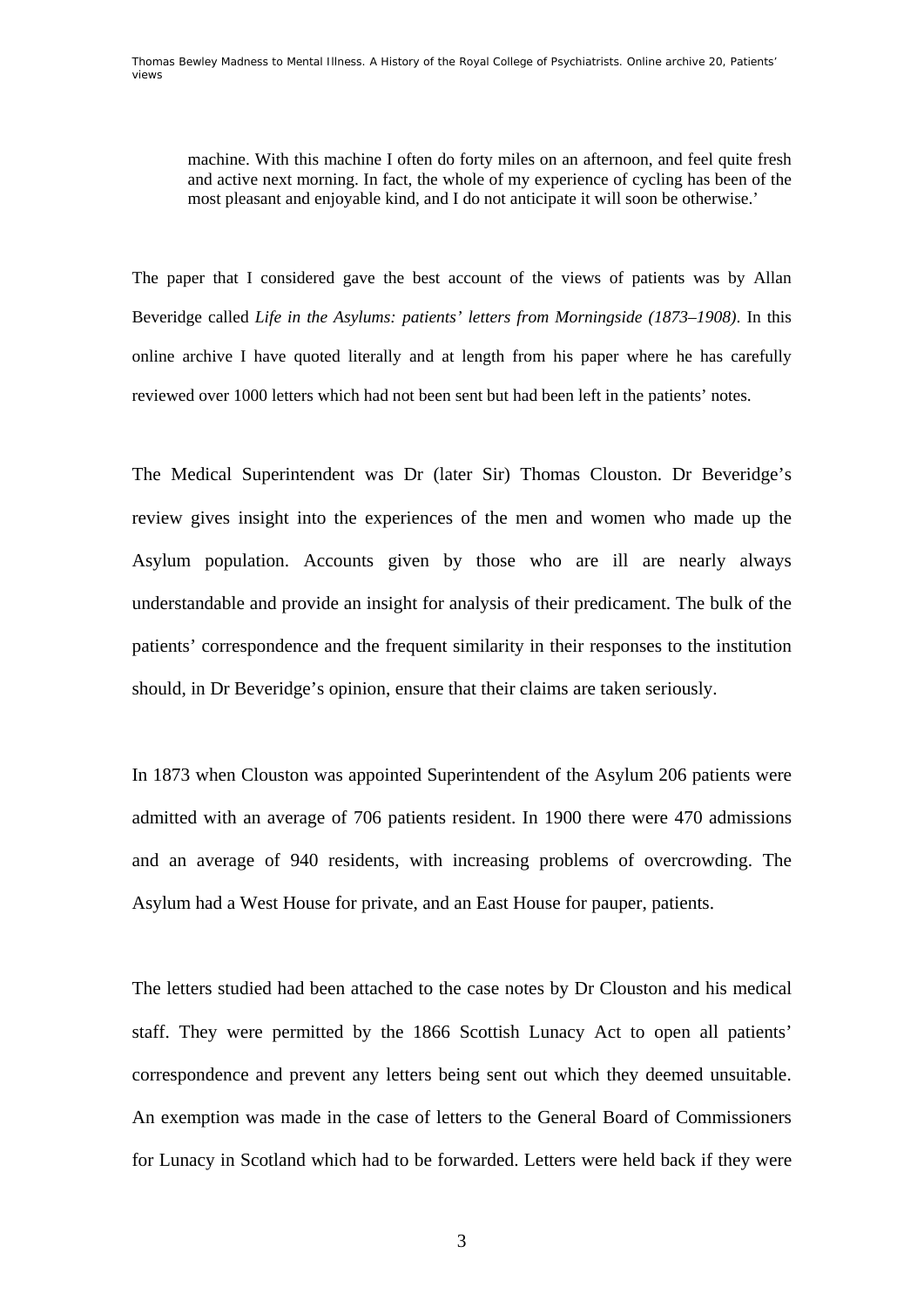> machine. With this machine I often do forty miles on an afternoon, and feel quite fresh and active next morning. In fact, the whole of my experience of cycling has been of the most pleasant and enjoyable kind, and I do not anticipate it will soon be otherwise.'

The paper that I considered gave the best account of the views of patients was by Allan Beveridge called *Life in the Asylums: patients' letters from Morningside (1873–1908)*. In this online archive I have quoted literally and at length from his paper where he has carefully reviewed over 1000 letters which had not been sent but had been left in the patients' notes.

The Medical Superintendent was Dr (later Sir) Thomas Clouston. Dr Beveridge's review gives insight into the experiences of the men and women who made up the Asylum population. Accounts given by those who are ill are nearly always understandable and provide an insight for analysis of their predicament. The bulk of the patients' correspondence and the frequent similarity in their responses to the institution should, in Dr Beveridge's opinion, ensure that their claims are taken seriously.

In 1873 when Clouston was appointed Superintendent of the Asylum 206 patients were admitted with an average of 706 patients resident. In 1900 there were 470 admissions and an average of 940 residents, with increasing problems of overcrowding. The Asylum had a West House for private, and an East House for pauper, patients.

The letters studied had been attached to the case notes by Dr Clouston and his medical staff. They were permitted by the 1866 Scottish Lunacy Act to open all patients' correspondence and prevent any letters being sent out which they deemed unsuitable. An exemption was made in the case of letters to the General Board of Commissioners for Lunacy in Scotland which had to be forwarded. Letters were held back if they were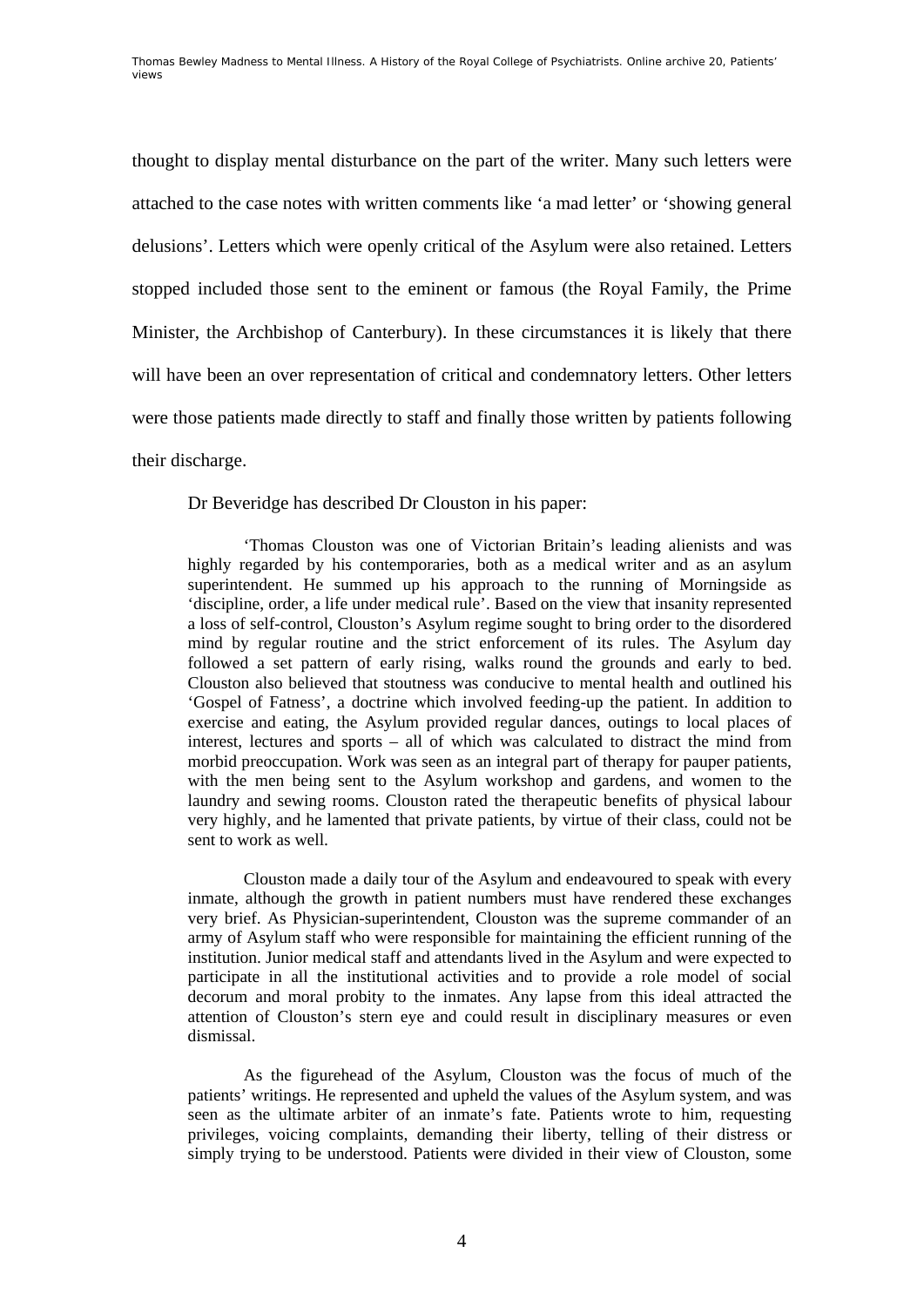thought to display mental disturbance on the part of the writer. Many such letters were attached to the case notes with written comments like 'a mad letter' or 'showing general delusions'. Letters which were openly critical of the Asylum were also retained. Letters stopped included those sent to the eminent or famous (the Royal Family, the Prime Minister, the Archbishop of Canterbury). In these circumstances it is likely that there will have been an over representation of critical and condemnatory letters. Other letters were those patients made directly to staff and finally those written by patients following their discharge.

Dr Beveridge has described Dr Clouston in his paper:

> 'Thomas Clouston was one of Victorian Britain's leading alienists and was highly regarded by his contemporaries, both as a medical writer and as an asylum superintendent. He summed up his approach to the running of Morningside as 'discipline, order, a life under medical rule'. Based on the view that insanity represented a loss of self-control, Clouston's Asylum regime sought to bring order to the disordered mind by regular routine and the strict enforcement of its rules. The Asylum day followed a set pattern of early rising, walks round the grounds and early to bed. Clouston also believed that stoutness was conducive to mental health and outlined his 'Gospel of Fatness', a doctrine which involved feeding-up the patient. In addition to exercise and eating, the Asylum provided regular dances, outings to local places of interest, lectures and sports – all of which was calculated to distract the mind from morbid preoccupation. Work was seen as an integral part of therapy for pauper patients, with the men being sent to the Asylum workshop and gardens, and women to the laundry and sewing rooms. Clouston rated the therapeutic benefits of physical labour very highly, and he lamented that private patients, by virtue of their class, could not be sent to work as well.
>
> Clouston made a daily tour of the Asylum and endeavoured to speak with every inmate, although the growth in patient numbers must have rendered these exchanges very brief. As Physician-superintendent, Clouston was the supreme commander of an army of Asylum staff who were responsible for maintaining the efficient running of the institution. Junior medical staff and attendants lived in the Asylum and were expected to participate in all the institutional activities and to provide a role model of social decorum and moral probity to the inmates. Any lapse from this ideal attracted the attention of Clouston's stern eye and could result in disciplinary measures or even dismissal.
>
> As the figurehead of the Asylum, Clouston was the focus of much of the patients' writings. He represented and upheld the values of the Asylum system, and was seen as the ultimate arbiter of an inmate's fate. Patients wrote to him, requesting privileges, voicing complaints, demanding their liberty, telling of their distress or simply trying to be understood. Patients were divided in their view of Clouston, some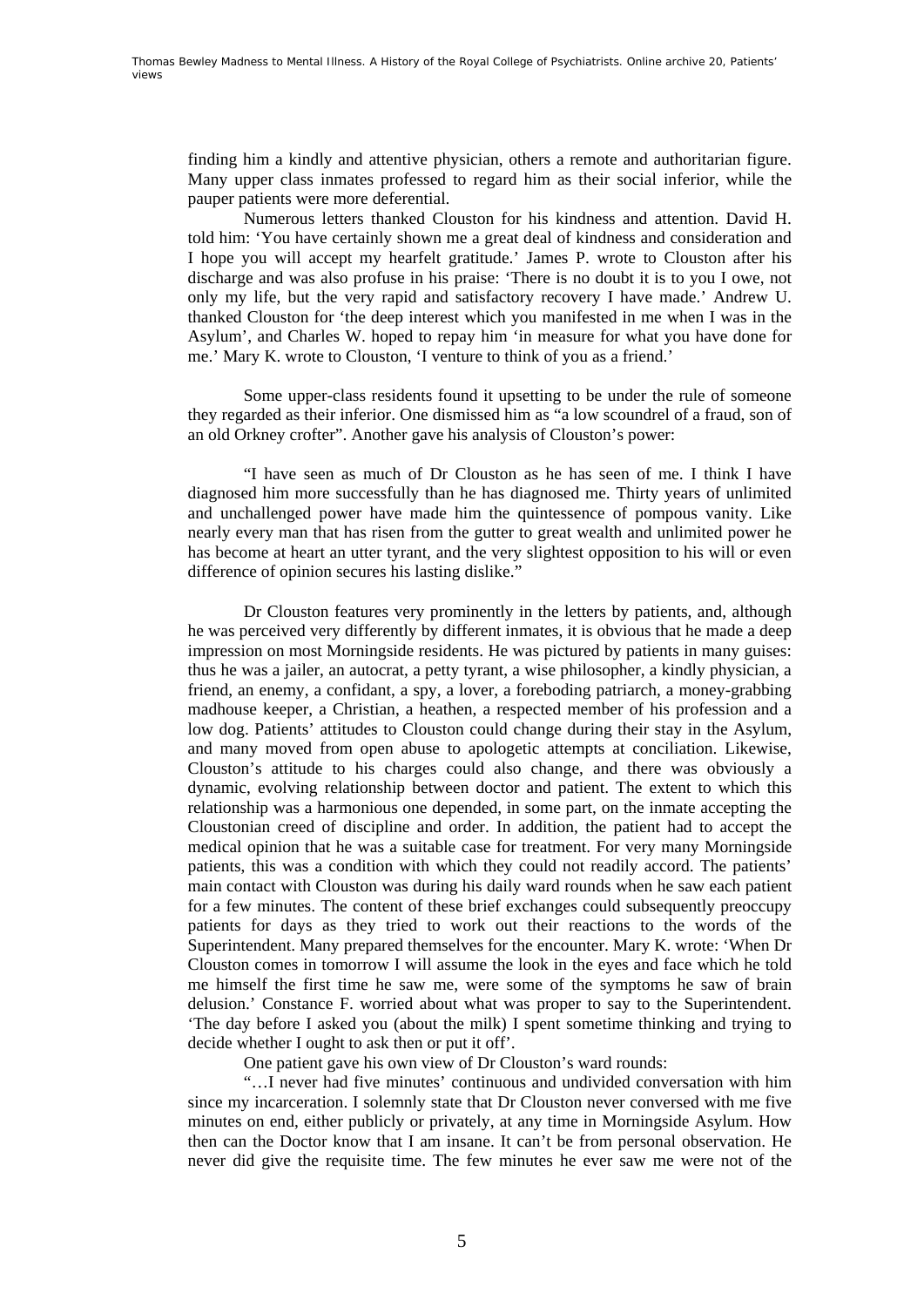finding him a kindly and attentive physician, others a remote and authoritarian figure. Many upper class inmates professed to regard him as their social inferior, while the pauper patients were more deferential.

Numerous letters thanked Clouston for his kindness and attention. David H. told him: 'You have certainly shown me a great deal of kindness and consideration and I hope you will accept my hearfelt gratitude.' James P. wrote to Clouston after his discharge and was also profuse in his praise: 'There is no doubt it is to you I owe, not only my life, but the very rapid and satisfactory recovery I have made.' Andrew U. thanked Clouston for 'the deep interest which you manifested in me when I was in the Asylum', and Charles W. hoped to repay him 'in measure for what you have done for me.' Mary K. wrote to Clouston, 'I venture to think of you as a friend.'

Some upper-class residents found it upsetting to be under the rule of someone they regarded as their inferior. One dismissed him as "a low scoundrel of a fraud, son of an old Orkney crofter". Another gave his analysis of Clouston's power:

"I have seen as much of Dr Clouston as he has seen of me. I think I have diagnosed him more successfully than he has diagnosed me. Thirty years of unlimited and unchallenged power have made him the quintessence of pompous vanity. Like nearly every man that has risen from the gutter to great wealth and unlimited power he has become at heart an utter tyrant, and the very slightest opposition to his will or even difference of opinion secures his lasting dislike."

Dr Clouston features very prominently in the letters by patients, and, although he was perceived very differently by different inmates, it is obvious that he made a deep impression on most Morningside residents. He was pictured by patients in many guises: thus he was a jailer, an autocrat, a petty tyrant, a wise philosopher, a kindly physician, a friend, an enemy, a confidant, a spy, a lover, a foreboding patriarch, a money-grabbing madhouse keeper, a Christian, a heathen, a respected member of his profession and a low dog. Patients' attitudes to Clouston could change during their stay in the Asylum, and many moved from open abuse to apologetic attempts at conciliation. Likewise, Clouston's attitude to his charges could also change, and there was obviously a dynamic, evolving relationship between doctor and patient. The extent to which this relationship was a harmonious one depended, in some part, on the inmate accepting the Cloustonian creed of discipline and order. In addition, the patient had to accept the medical opinion that he was a suitable case for treatment. For very many Morningside patients, this was a condition with which they could not readily accord. The patients' main contact with Clouston was during his daily ward rounds when he saw each patient for a few minutes. The content of these brief exchanges could subsequently preoccupy patients for days as they tried to work out their reactions to the words of the Superintendent. Many prepared themselves for the encounter. Mary K. wrote: 'When Dr Clouston comes in tomorrow I will assume the look in the eyes and face which he told me himself the first time he saw me, were some of the symptoms he saw of brain delusion.' Constance F. worried about what was proper to say to the Superintendent. 'The day before I asked you (about the milk) I spent sometime thinking and trying to decide whether I ought to ask then or put it off'.

One patient gave his own view of Dr Clouston's ward rounds:

"…I never had five minutes' continuous and undivided conversation with him since my incarceration. I solemnly state that Dr Clouston never conversed with me five minutes on end, either publicly or privately, at any time in Morningside Asylum. How then can the Doctor know that I am insane. It can't be from personal observation. He never did give the requisite time. The few minutes he ever saw me were not of the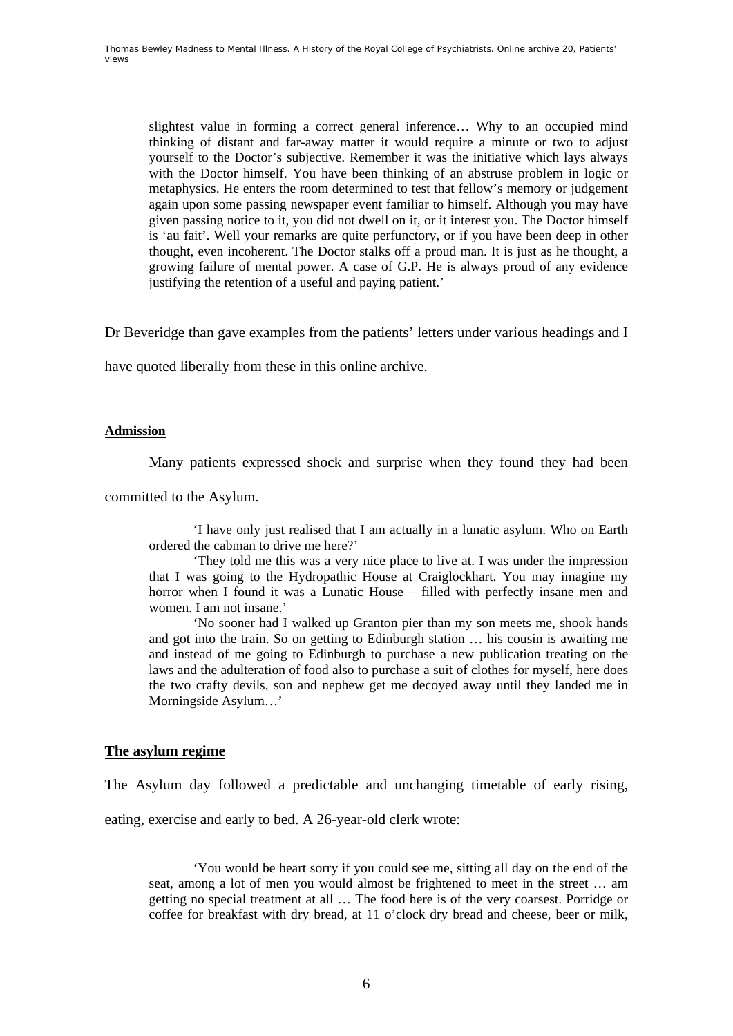> slightest value in forming a correct general inference… Why to an occupied mind thinking of distant and far-away matter it would require a minute or two to adjust yourself to the Doctor's subjective. Remember it was the initiative which lays always with the Doctor himself. You have been thinking of an abstruse problem in logic or metaphysics. He enters the room determined to test that fellow's memory or judgement again upon some passing newspaper event familiar to himself. Although you may have given passing notice to it, you did not dwell on it, or it interest you. The Doctor himself is 'au fait'. Well your remarks are quite perfunctory, or if you have been deep in other thought, even incoherent. The Doctor stalks off a proud man. It is just as he thought, a growing failure of mental power. A case of G.P. He is always proud of any evidence justifying the retention of a useful and paying patient.'

Dr Beveridge than gave examples from the patients' letters under various headings and I have quoted liberally from these in this online archive.

**Admission**

Many patients expressed shock and surprise when they found they had been committed to the Asylum.

> 'I have only just realised that I am actually in a lunatic asylum. Who on Earth ordered the cabman to drive me here?'
>
> 'They told me this was a very nice place to live at. I was under the impression that I was going to the Hydropathic House at Craiglockhart. You may imagine my horror when I found it was a Lunatic House – filled with perfectly insane men and women. I am not insane.'
>
> 'No sooner had I walked up Granton pier than my son meets me, shook hands and got into the train. So on getting to Edinburgh station … his cousin is awaiting me and instead of me going to Edinburgh to purchase a new publication treating on the laws and the adulteration of food also to purchase a suit of clothes for myself, here does the two crafty devils, son and nephew get me decoyed away until they landed me in Morningside Asylum…'

**The asylum regime**

The Asylum day followed a predictable and unchanging timetable of early rising, eating, exercise and early to bed. A 26-year-old clerk wrote:

> 'You would be heart sorry if you could see me, sitting all day on the end of the seat, among a lot of men you would almost be frightened to meet in the street … am getting no special treatment at all … The food here is of the very coarsest. Porridge or coffee for breakfast with dry bread, at 11 o'clock dry bread and cheese, beer or milk,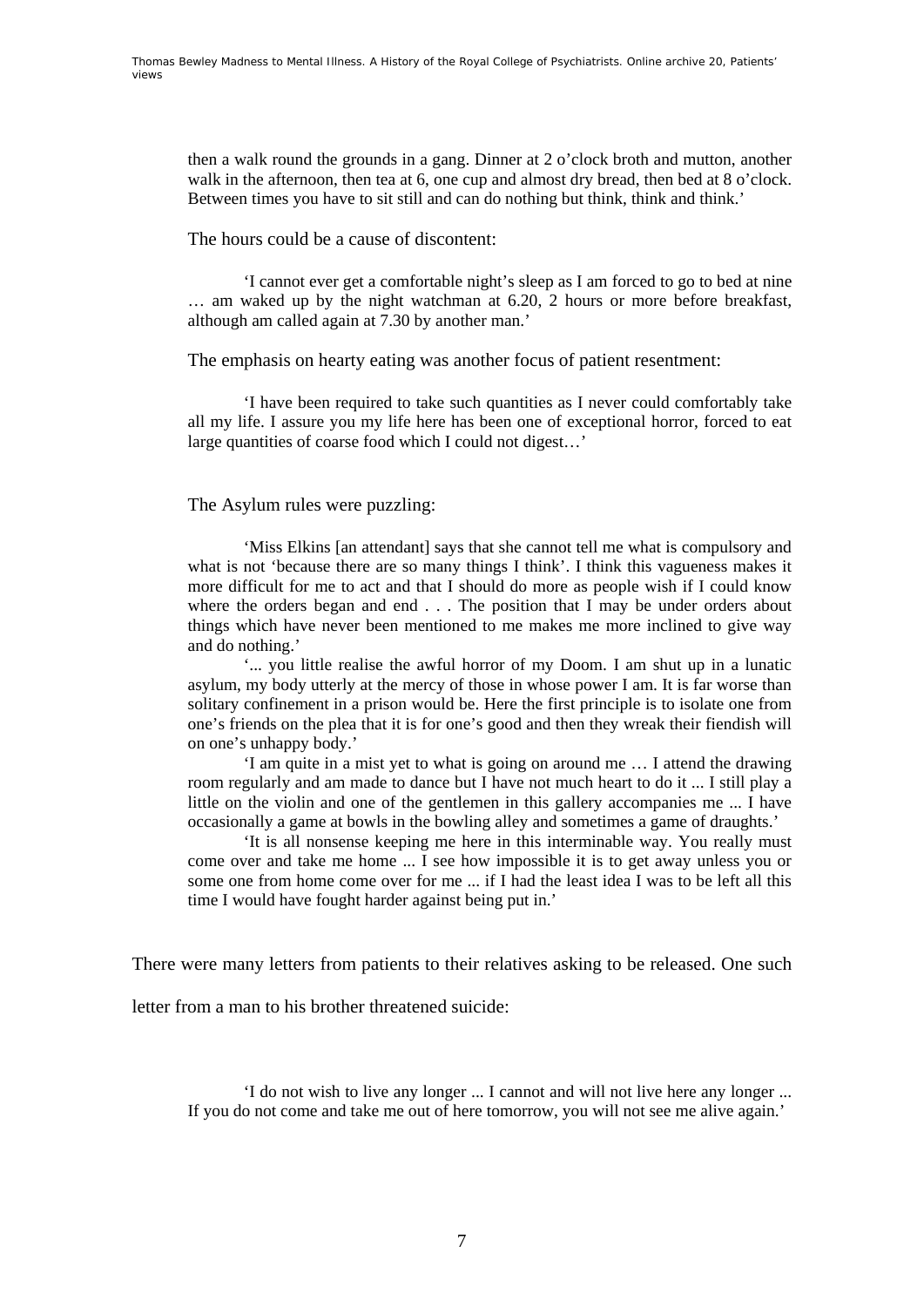> then a walk round the grounds in a gang. Dinner at 2 o'clock broth and mutton, another walk in the afternoon, then tea at 6, one cup and almost dry bread, then bed at 8 o'clock. Between times you have to sit still and can do nothing but think, think and think.'

The hours could be a cause of discontent:

> 'I cannot ever get a comfortable night's sleep as I am forced to go to bed at nine … am waked up by the night watchman at 6.20, 2 hours or more before breakfast, although am called again at 7.30 by another man.'

The emphasis on hearty eating was another focus of patient resentment:

> 'I have been required to take such quantities as I never could comfortably take all my life. I assure you my life here has been one of exceptional horror, forced to eat large quantities of coarse food which I could not digest…'

The Asylum rules were puzzling:

> 'Miss Elkins [an attendant] says that she cannot tell me what is compulsory and what is not 'because there are so many things I think'. I think this vagueness makes it more difficult for me to act and that I should do more as people wish if I could know where the orders began and end . . . The position that I may be under orders about things which have never been mentioned to me makes me more inclined to give way and do nothing.'
>
> '... you little realise the awful horror of my Doom. I am shut up in a lunatic asylum, my body utterly at the mercy of those in whose power I am. It is far worse than solitary confinement in a prison would be. Here the first principle is to isolate one from one's friends on the plea that it is for one's good and then they wreak their fiendish will on one's unhappy body.'
>
> 'I am quite in a mist yet to what is going on around me … I attend the drawing room regularly and am made to dance but I have not much heart to do it ... I still play a little on the violin and one of the gentlemen in this gallery accompanies me ... I have occasionally a game at bowls in the bowling alley and sometimes a game of draughts.'
>
> 'It is all nonsense keeping me here in this interminable way. You really must come over and take me home ... I see how impossible it is to get away unless you or some one from home come over for me ... if I had the least idea I was to be left all this time I would have fought harder against being put in.'

There were many letters from patients to their relatives asking to be released. One such letter from a man to his brother threatened suicide:

> 'I do not wish to live any longer ... I cannot and will not live here any longer ... If you do not come and take me out of here tomorrow, you will not see me alive again.'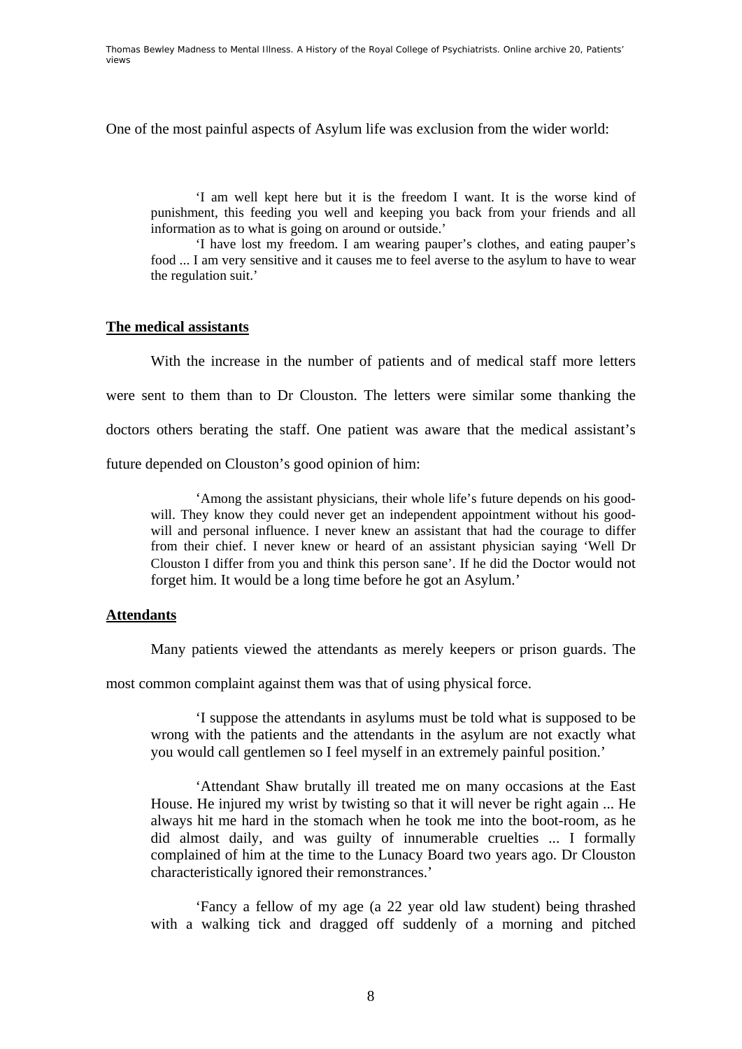One of the most painful aspects of Asylum life was exclusion from the wider world:

> 'I am well kept here but it is the freedom I want. It is the worse kind of punishment, this feeding you well and keeping you back from your friends and all information as to what is going on around or outside.'
>
> 'I have lost my freedom. I am wearing pauper's clothes, and eating pauper's food ... I am very sensitive and it causes me to feel averse to the asylum to have to wear the regulation suit.'

## **The medical assistants**

With the increase in the number of patients and of medical staff more letters were sent to them than to Dr Clouston. The letters were similar some thanking the doctors others berating the staff. One patient was aware that the medical assistant's future depended on Clouston's good opinion of him:

> 'Among the assistant physicians, their whole life's future depends on his good-will. They know they could never get an independent appointment without his good-will and personal influence. I never knew an assistant that had the courage to differ from their chief. I never knew or heard of an assistant physician saying 'Well Dr Clouston I differ from you and think this person sane'. If he did the Doctor would not forget him. It would be a long time before he got an Asylum.'

## **Attendants**

Many patients viewed the attendants as merely keepers or prison guards. The most common complaint against them was that of using physical force.

> 'I suppose the attendants in asylums must be told what is supposed to be wrong with the patients and the attendants in the asylum are not exactly what you would call gentlemen so I feel myself in an extremely painful position.'
>
> 'Attendant Shaw brutally ill treated me on many occasions at the East House. He injured my wrist by twisting so that it will never be right again ... He always hit me hard in the stomach when he took me into the boot-room, as he did almost daily, and was guilty of innumerable cruelties ... I formally complained of him at the time to the Lunacy Board two years ago. Dr Clouston characteristically ignored their remonstrances.'
>
> 'Fancy a fellow of my age (a 22 year old law student) being thrashed with a walking tick and dragged off suddenly of a morning and pitched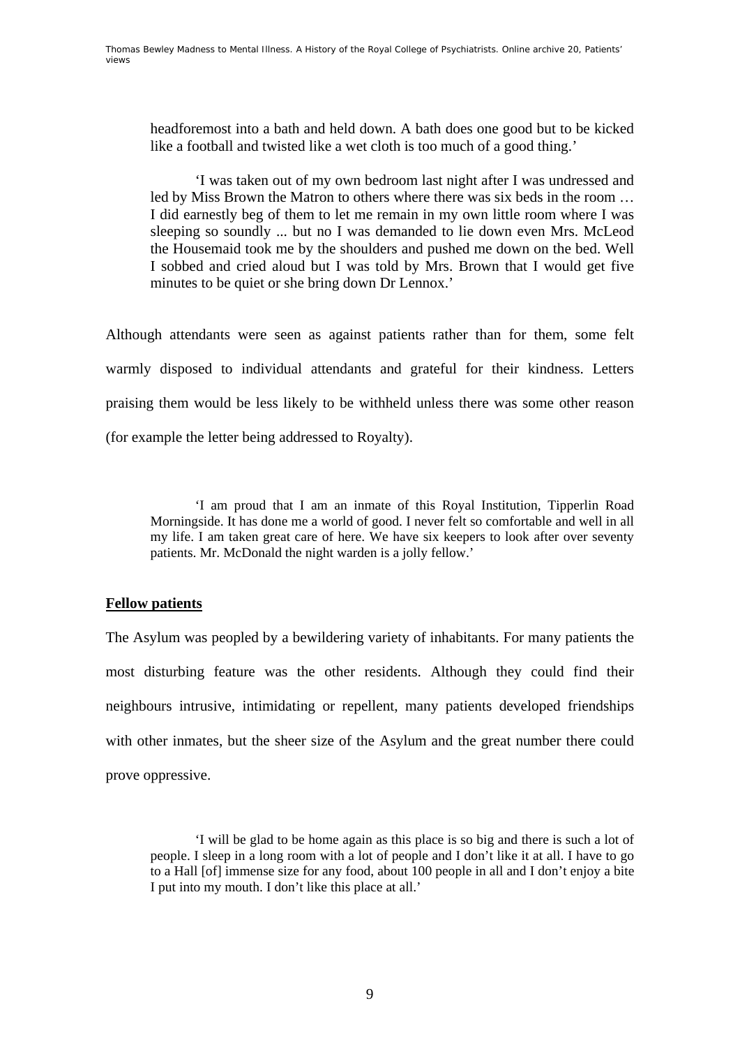headforemost into a bath and held down. A bath does one good but to be kicked like a football and twisted like a wet cloth is too much of a good thing.'

> 'I was taken out of my own bedroom last night after I was undressed and led by Miss Brown the Matron to others where there was six beds in the room … I did earnestly beg of them to let me remain in my own little room where I was sleeping so soundly ... but no I was demanded to lie down even Mrs. McLeod the Housemaid took me by the shoulders and pushed me down on the bed. Well I sobbed and cried aloud but I was told by Mrs. Brown that I would get five minutes to be quiet or she bring down Dr Lennox.'

Although attendants were seen as against patients rather than for them, some felt warmly disposed to individual attendants and grateful for their kindness. Letters praising them would be less likely to be withheld unless there was some other reason (for example the letter being addressed to Royalty).

> 'I am proud that I am an inmate of this Royal Institution, Tipperlin Road Morningside. It has done me a world of good. I never felt so comfortable and well in all my life. I am taken great care of here. We have six keepers to look after over seventy patients. Mr. McDonald the night warden is a jolly fellow.'

**Fellow patients**

The Asylum was peopled by a bewildering variety of inhabitants. For many patients the most disturbing feature was the other residents. Although they could find their neighbours intrusive, intimidating or repellent, many patients developed friendships with other inmates, but the sheer size of the Asylum and the great number there could prove oppressive.

> 'I will be glad to be home again as this place is so big and there is such a lot of people. I sleep in a long room with a lot of people and I don't like it at all. I have to go to a Hall [of] immense size for any food, about 100 people in all and I don't enjoy a bite I put into my mouth. I don't like this place at all.'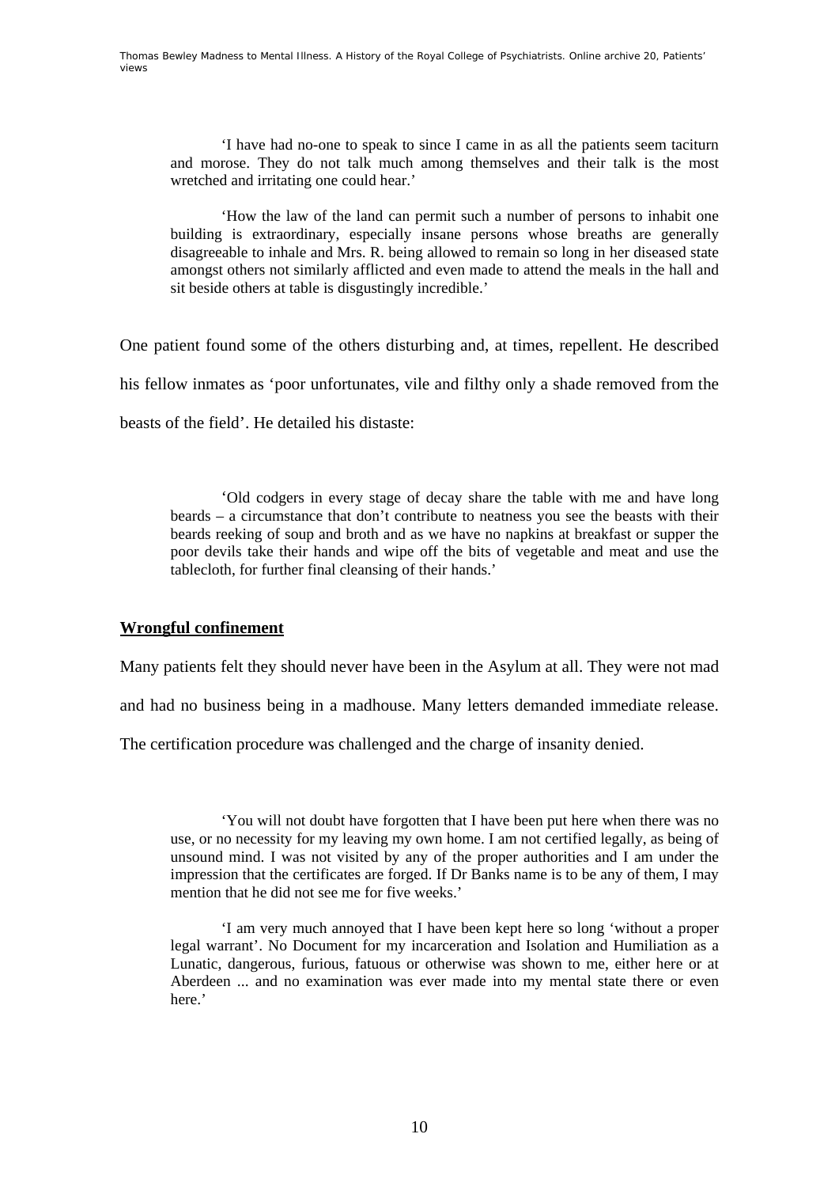> 'I have had no-one to speak to since I came in as all the patients seem taciturn and morose. They do not talk much among themselves and their talk is the most wretched and irritating one could hear.'

> 'How the law of the land can permit such a number of persons to inhabit one building is extraordinary, especially insane persons whose breaths are generally disagreeable to inhale and Mrs. R. being allowed to remain so long in her diseased state amongst others not similarly afflicted and even made to attend the meals in the hall and sit beside others at table is disgustingly incredible.'

One patient found some of the others disturbing and, at times, repellent. He described his fellow inmates as 'poor unfortunates, vile and filthy only a shade removed from the beasts of the field'. He detailed his distaste:

> 'Old codgers in every stage of decay share the table with me and have long beards – a circumstance that don't contribute to neatness you see the beasts with their beards reeking of soup and broth and as we have no napkins at breakfast or supper the poor devils take their hands and wipe off the bits of vegetable and meat and use the tablecloth, for further final cleansing of their hands.'

**Wrongful confinement**

Many patients felt they should never have been in the Asylum at all. They were not mad and had no business being in a madhouse. Many letters demanded immediate release. The certification procedure was challenged and the charge of insanity denied.

> 'You will not doubt have forgotten that I have been put here when there was no use, or no necessity for my leaving my own home. I am not certified legally, as being of unsound mind. I was not visited by any of the proper authorities and I am under the impression that the certificates are forged. If Dr Banks name is to be any of them, I may mention that he did not see me for five weeks.'

> 'I am very much annoyed that I have been kept here so long 'without a proper legal warrant'. No Document for my incarceration and Isolation and Humiliation as a Lunatic, dangerous, furious, fatuous or otherwise was shown to me, either here or at Aberdeen ... and no examination was ever made into my mental state there or even here.'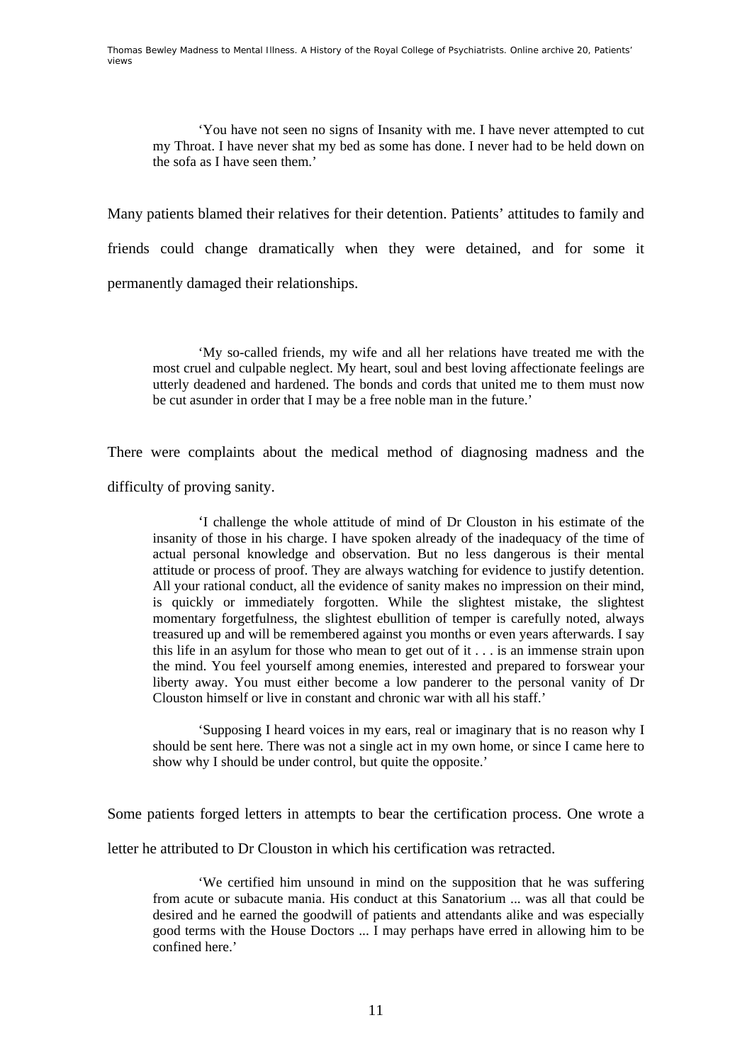> 'You have not seen no signs of Insanity with me. I have never attempted to cut my Throat. I have never shat my bed as some has done. I never had to be held down on the sofa as I have seen them.'

Many patients blamed their relatives for their detention. Patients' attitudes to family and friends could change dramatically when they were detained, and for some it permanently damaged their relationships.

> 'My so-called friends, my wife and all her relations have treated me with the most cruel and culpable neglect. My heart, soul and best loving affectionate feelings are utterly deadened and hardened. The bonds and cords that united me to them must now be cut asunder in order that I may be a free noble man in the future.'

There were complaints about the medical method of diagnosing madness and the difficulty of proving sanity.

> 'I challenge the whole attitude of mind of Dr Clouston in his estimate of the insanity of those in his charge. I have spoken already of the inadequacy of the time of actual personal knowledge and observation. But no less dangerous is their mental attitude or process of proof. They are always watching for evidence to justify detention. All your rational conduct, all the evidence of sanity makes no impression on their mind, is quickly or immediately forgotten. While the slightest mistake, the slightest momentary forgetfulness, the slightest ebullition of temper is carefully noted, always treasured up and will be remembered against you months or even years afterwards. I say this life in an asylum for those who mean to get out of it . . . is an immense strain upon the mind. You feel yourself among enemies, interested and prepared to forswear your liberty away. You must either become a low panderer to the personal vanity of Dr Clouston himself or live in constant and chronic war with all his staff.'

> 'Supposing I heard voices in my ears, real or imaginary that is no reason why I should be sent here. There was not a single act in my own home, or since I came here to show why I should be under control, but quite the opposite.'

Some patients forged letters in attempts to bear the certification process. One wrote a letter he attributed to Dr Clouston in which his certification was retracted.

> 'We certified him unsound in mind on the supposition that he was suffering from acute or subacute mania. His conduct at this Sanatorium ... was all that could be desired and he earned the goodwill of patients and attendants alike and was especially good terms with the House Doctors ... I may perhaps have erred in allowing him to be confined here.'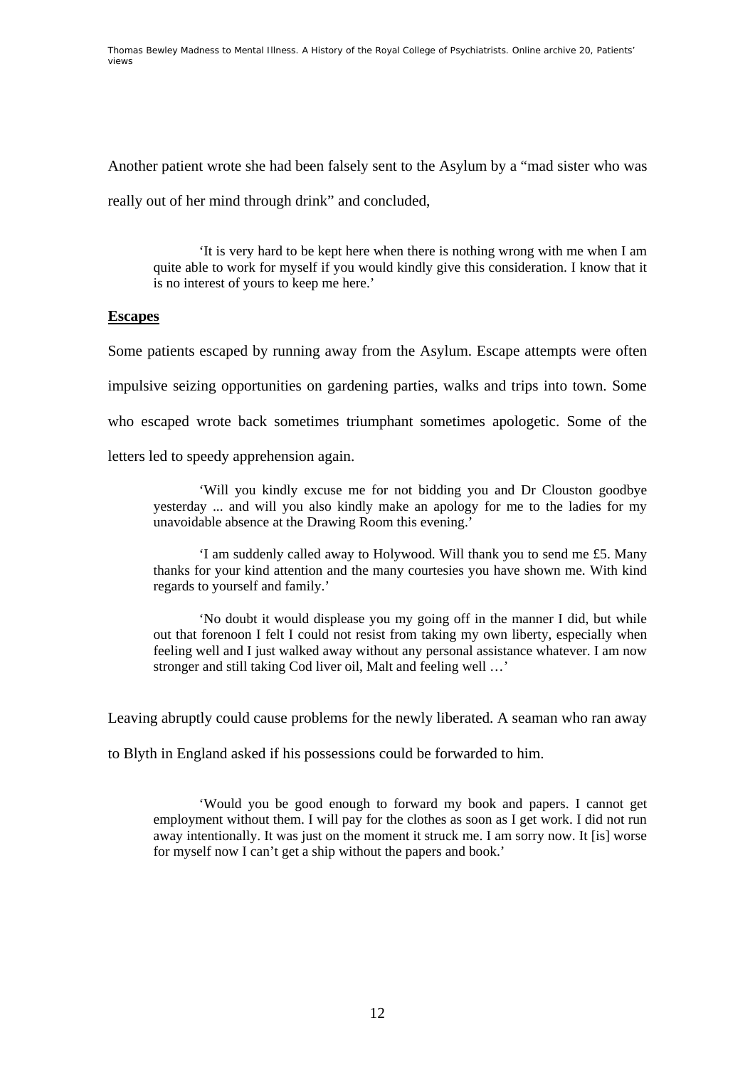Another patient wrote she had been falsely sent to the Asylum by a "mad sister who was really out of her mind through drink" and concluded,

> 'It is very hard to be kept here when there is nothing wrong with me when I am quite able to work for myself if you would kindly give this consideration. I know that it is no interest of yours to keep me here.'

**Escapes**

Some patients escaped by running away from the Asylum. Escape attempts were often impulsive seizing opportunities on gardening parties, walks and trips into town. Some who escaped wrote back sometimes triumphant sometimes apologetic. Some of the letters led to speedy apprehension again.

> 'Will you kindly excuse me for not bidding you and Dr Clouston goodbye yesterday ... and will you also kindly make an apology for me to the ladies for my unavoidable absence at the Drawing Room this evening.'
>
> 'I am suddenly called away to Holywood. Will thank you to send me £5. Many thanks for your kind attention and the many courtesies you have shown me. With kind regards to yourself and family.'
>
> 'No doubt it would displease you my going off in the manner I did, but while out that forenoon I felt I could not resist from taking my own liberty, especially when feeling well and I just walked away without any personal assistance whatever. I am now stronger and still taking Cod liver oil, Malt and feeling well …'

Leaving abruptly could cause problems for the newly liberated. A seaman who ran away to Blyth in England asked if his possessions could be forwarded to him.

> 'Would you be good enough to forward my book and papers. I cannot get employment without them. I will pay for the clothes as soon as I get work. I did not run away intentionally. It was just on the moment it struck me. I am sorry now. It [is] worse for myself now I can't get a ship without the papers and book.'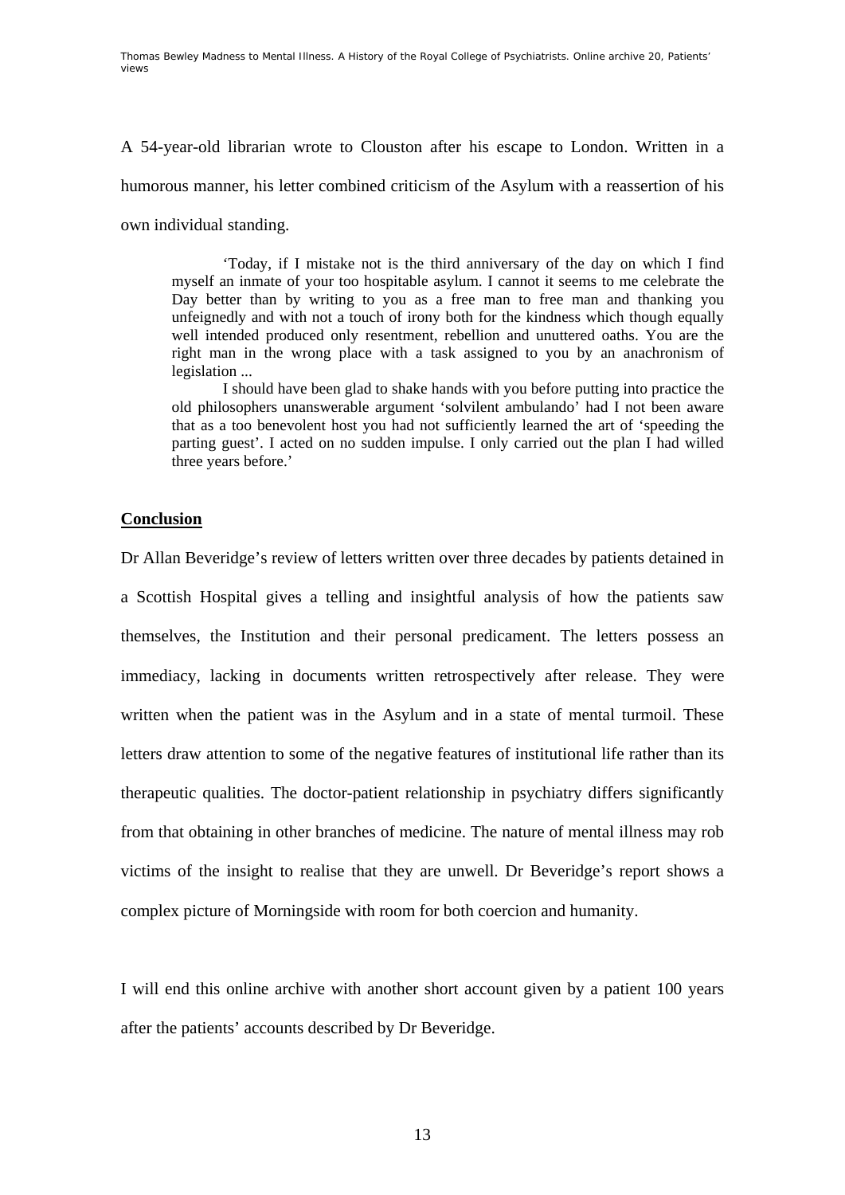A 54-year-old librarian wrote to Clouston after his escape to London. Written in a humorous manner, his letter combined criticism of the Asylum with a reassertion of his own individual standing.

> 'Today, if I mistake not is the third anniversary of the day on which I find myself an inmate of your too hospitable asylum. I cannot it seems to me celebrate the Day better than by writing to you as a free man to free man and thanking you unfeignedly and with not a touch of irony both for the kindness which though equally well intended produced only resentment, rebellion and unuttered oaths. You are the right man in the wrong place with a task assigned to you by an anachronism of legislation ...
>
> I should have been glad to shake hands with you before putting into practice the old philosophers unanswerable argument 'solvilent ambulando' had I not been aware that as a too benevolent host you had not sufficiently learned the art of 'speeding the parting guest'. I acted on no sudden impulse. I only carried out the plan I had willed three years before.'

## Conclusion

Dr Allan Beveridge's review of letters written over three decades by patients detained in a Scottish Hospital gives a telling and insightful analysis of how the patients saw themselves, the Institution and their personal predicament. The letters possess an immediacy, lacking in documents written retrospectively after release. They were written when the patient was in the Asylum and in a state of mental turmoil. These letters draw attention to some of the negative features of institutional life rather than its therapeutic qualities. The doctor-patient relationship in psychiatry differs significantly from that obtaining in other branches of medicine. The nature of mental illness may rob victims of the insight to realise that they are unwell. Dr Beveridge's report shows a complex picture of Morningside with room for both coercion and humanity.

I will end this online archive with another short account given by a patient 100 years after the patients' accounts described by Dr Beveridge.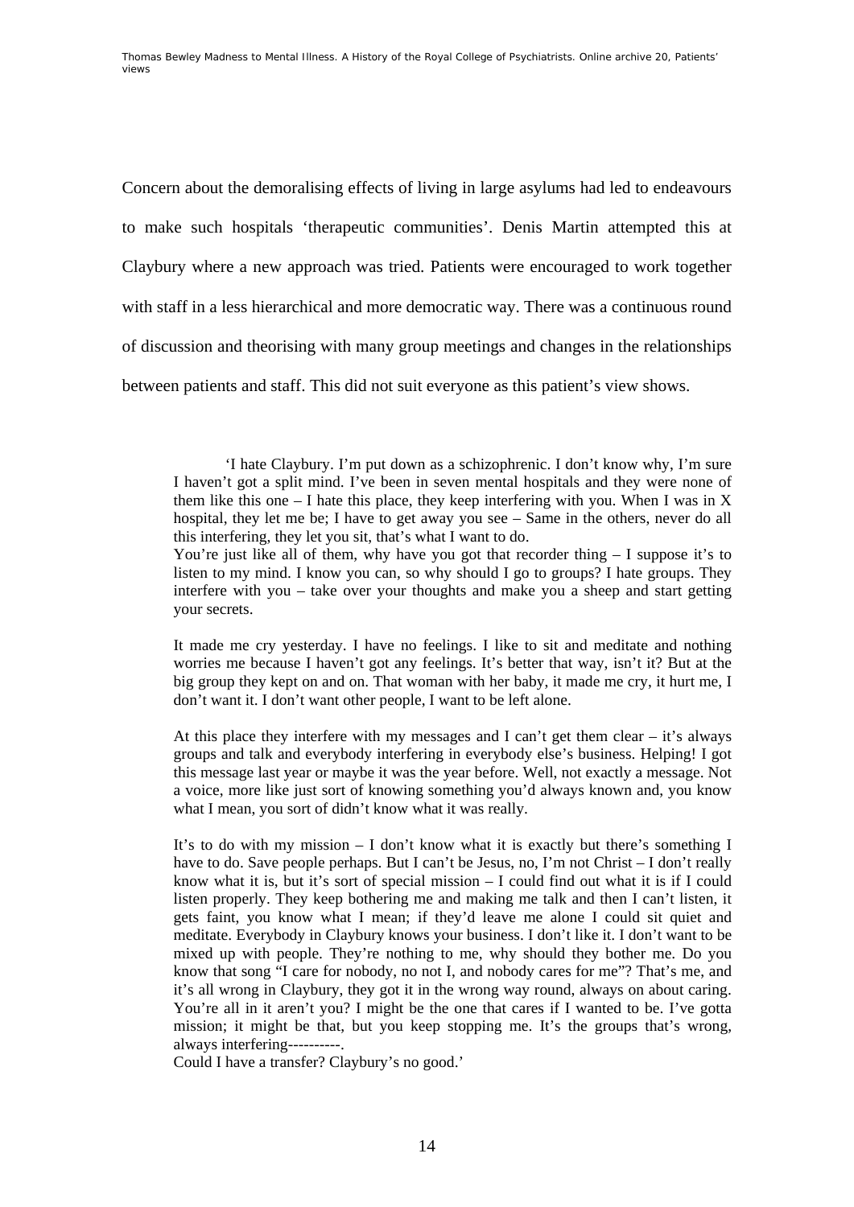Concern about the demoralising effects of living in large asylums had led to endeavours to make such hospitals 'therapeutic communities'. Denis Martin attempted this at Claybury where a new approach was tried. Patients were encouraged to work together with staff in a less hierarchical and more democratic way. There was a continuous round of discussion and theorising with many group meetings and changes in the relationships between patients and staff. This did not suit everyone as this patient's view shows.

> 'I hate Claybury. I'm put down as a schizophrenic. I don't know why, I'm sure I haven't got a split mind. I've been in seven mental hospitals and they were none of them like this one – I hate this place, they keep interfering with you. When I was in X hospital, they let me be; I have to get away you see – Same in the others, never do all this interfering, they let you sit, that's what I want to do.
> You're just like all of them, why have you got that recorder thing – I suppose it's to listen to my mind. I know you can, so why should I go to groups? I hate groups. They interfere with you – take over your thoughts and make you a sheep and start getting your secrets.
>
> It made me cry yesterday. I have no feelings. I like to sit and meditate and nothing worries me because I haven't got any feelings. It's better that way, isn't it? But at the big group they kept on and on. That woman with her baby, it made me cry, it hurt me, I don't want it. I don't want other people, I want to be left alone.
>
> At this place they interfere with my messages and I can't get them clear – it's always groups and talk and everybody interfering in everybody else's business. Helping! I got this message last year or maybe it was the year before. Well, not exactly a message. Not a voice, more like just sort of knowing something you'd always known and, you know what I mean, you sort of didn't know what it was really.
>
> It's to do with my mission – I don't know what it is exactly but there's something I have to do. Save people perhaps. But I can't be Jesus, no, I'm not Christ – I don't really know what it is, but it's sort of special mission – I could find out what it is if I could listen properly. They keep bothering me and making me talk and then I can't listen, it gets faint, you know what I mean; if they'd leave me alone I could sit quiet and meditate. Everybody in Claybury knows your business. I don't like it. I don't want to be mixed up with people. They're nothing to me, why should they bother me. Do you know that song "I care for nobody, no not I, and nobody cares for me"? That's me, and it's all wrong in Claybury, they got it in the wrong way round, always on about caring. You're all in it aren't you? I might be the one that cares if I wanted to be. I've gotta mission; it might be that, but you keep stopping me. It's the groups that's wrong, always interfering----------.
> Could I have a transfer? Claybury's no good.'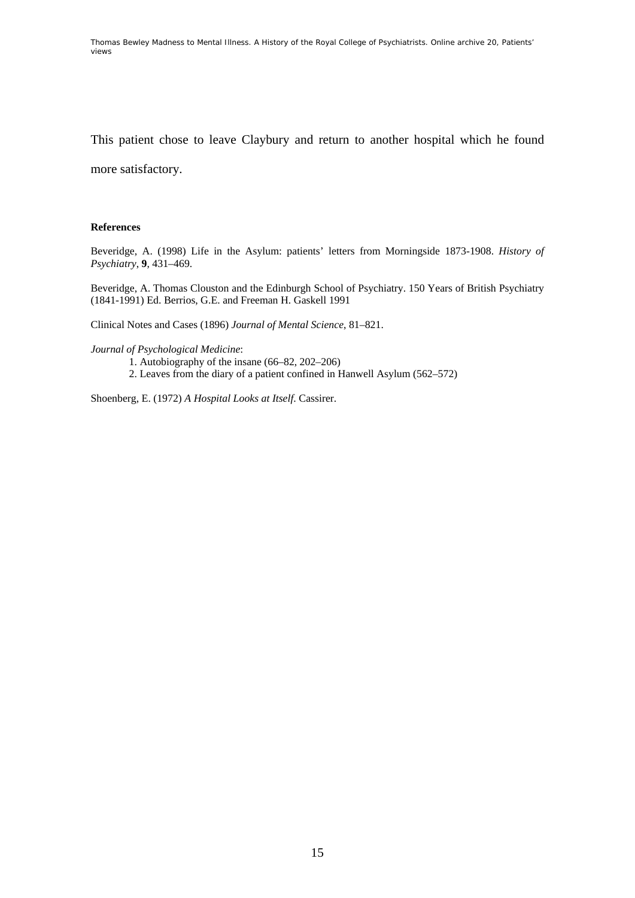This patient chose to leave Claybury and return to another hospital which he found more satisfactory.

**References**

Beveridge, A. (1998) Life in the Asylum: patients' letters from Morningside 1873-1908. *History of Psychiatry*, **9**, 431–469.

Beveridge, A. Thomas Clouston and the Edinburgh School of Psychiatry. 150 Years of British Psychiatry (1841-1991) Ed. Berrios, G.E. and Freeman H. Gaskell 1991

Clinical Notes and Cases (1896) *Journal of Mental Science*, 81–821.

*Journal of Psychological Medicine*:

1. Autobiography of the insane (66–82, 202–206)
2. Leaves from the diary of a patient confined in Hanwell Asylum (562–572)

Shoenberg, E. (1972) *A Hospital Looks at Itself*. Cassirer.